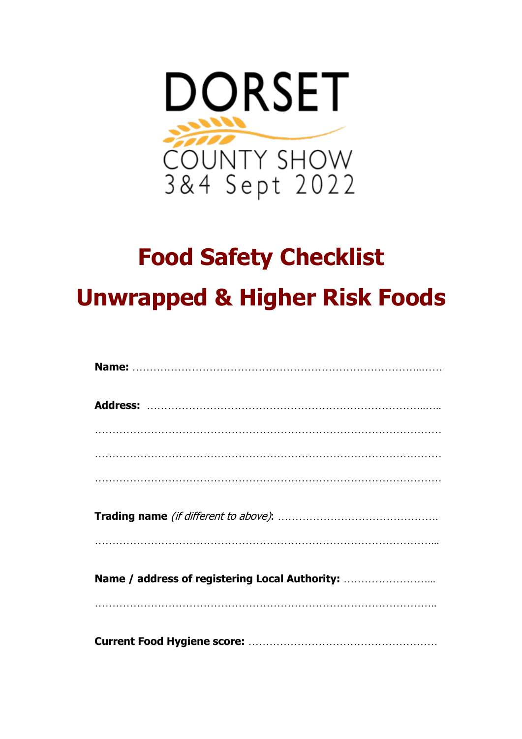DORSET

COUNTY SHOW

3&4 Sept 2022

# Food Safety Checklist

# Unwrapped & Higher Risk Foods

**Name:** ………………………………………………………………………..……

**Address:** ……………………………………………………………………..…..

……………………………………………………………………………………………

……………………………………………………………………………………………

……………………………………………………………………………………………

**Trading name** *(if different to above)*: ……………………………………….

…………………………………………………………………………………………...

**Name / address of registering Local Authority:** ……………………...

……………………………………………………………………………………………..

**Current Food Hygiene score:** ………………………………………………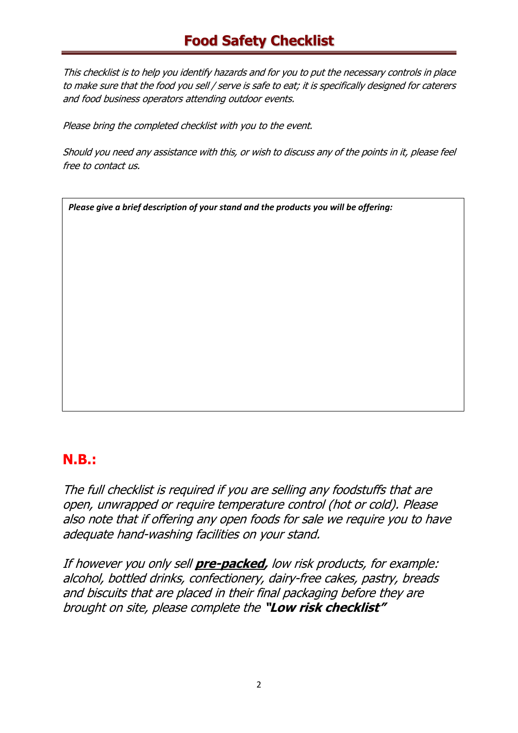# Food Safety Checklist

*This checklist is to help you identify hazards and for you to put the necessary controls in place to make sure that the food you sell / serve is safe to eat; it is specifically designed for caterers and food business operators attending outdoor events.*

*Please bring the completed checklist with you to the event.*

*Should you need any assistance with this, or wish to discuss any of the points in it, please feel free to contact us.*

| ***Please give a brief description of your stand and the products you will be offering:*** |
|---|
| |

## N.B.:

*The full checklist is required if you are selling any foodstuffs that are open, unwrapped or require temperature control (hot or cold). Please also note that if offering any open foods for sale we require you to have adequate hand-washing facilities on your stand.*

*If however you only sell **pre-packed**, low risk products, for example: alcohol, bottled drinks, confectionery, dairy-free cakes, pastry, breads and biscuits that are placed in their final packaging before they are brought on site, please complete the **"Low risk checklist"***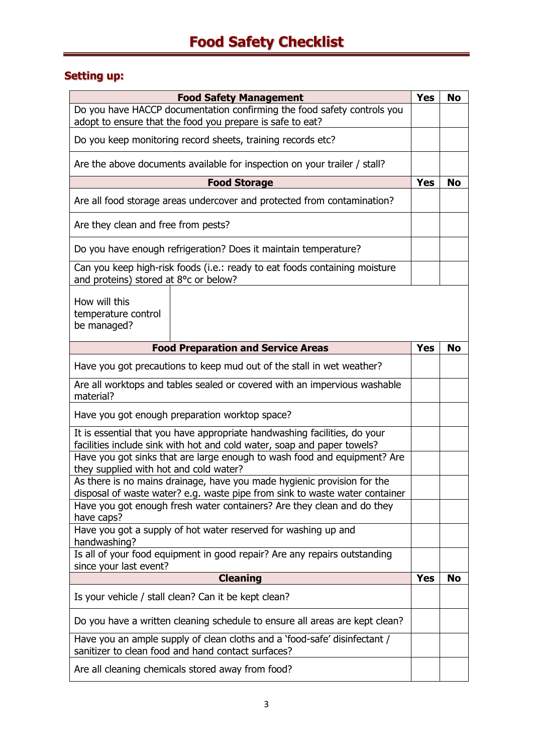# Food Safety Checklist

## Setting up:

| Food Safety Management | Yes | No |
|---|---|---|
| Do you have HACCP documentation confirming the food safety controls you adopt to ensure that the food you prepare is safe to eat? | | |
| Do you keep monitoring record sheets, training records etc? | | |
| Are the above documents available for inspection on your trailer / stall? | | |
| **Food Storage** | **Yes** | **No** |
| Are all food storage areas undercover and protected from contamination? | | |
| Are they clean and free from pests? | | |
| Do you have enough refrigeration? Does it maintain temperature? | | |
| Can you keep high-risk foods (i.e.: ready to eat foods containing moisture and proteins) stored at 8°c or below? | | |
| How will this temperature control be managed? | | |
| **Food Preparation and Service Areas** | **Yes** | **No** |
| Have you got precautions to keep mud out of the stall in wet weather? | | |
| Are all worktops and tables sealed or covered with an impervious washable material? | | |
| Have you got enough preparation worktop space? | | |
| It is essential that you have appropriate handwashing facilities, do your facilities include sink with hot and cold water, soap and paper towels? | | |
| Have you got sinks that are large enough to wash food and equipment? Are they supplied with hot and cold water? | | |
| As there is no mains drainage, have you made hygienic provision for the disposal of waste water? e.g. waste pipe from sink to waste water container | | |
| Have you got enough fresh water containers? Are they clean and do they have caps? | | |
| Have you got a supply of hot water reserved for washing up and handwashing? | | |
| Is all of your food equipment in good repair? Are any repairs outstanding since your last event? | | |
| **Cleaning** | **Yes** | **No** |
| Is your vehicle / stall clean? Can it be kept clean? | | |
| Do you have a written cleaning schedule to ensure all areas are kept clean? | | |
| Have you an ample supply of clean cloths and a 'food-safe' disinfectant / sanitizer to clean food and hand contact surfaces? | | |
| Are all cleaning chemicals stored away from food? | | |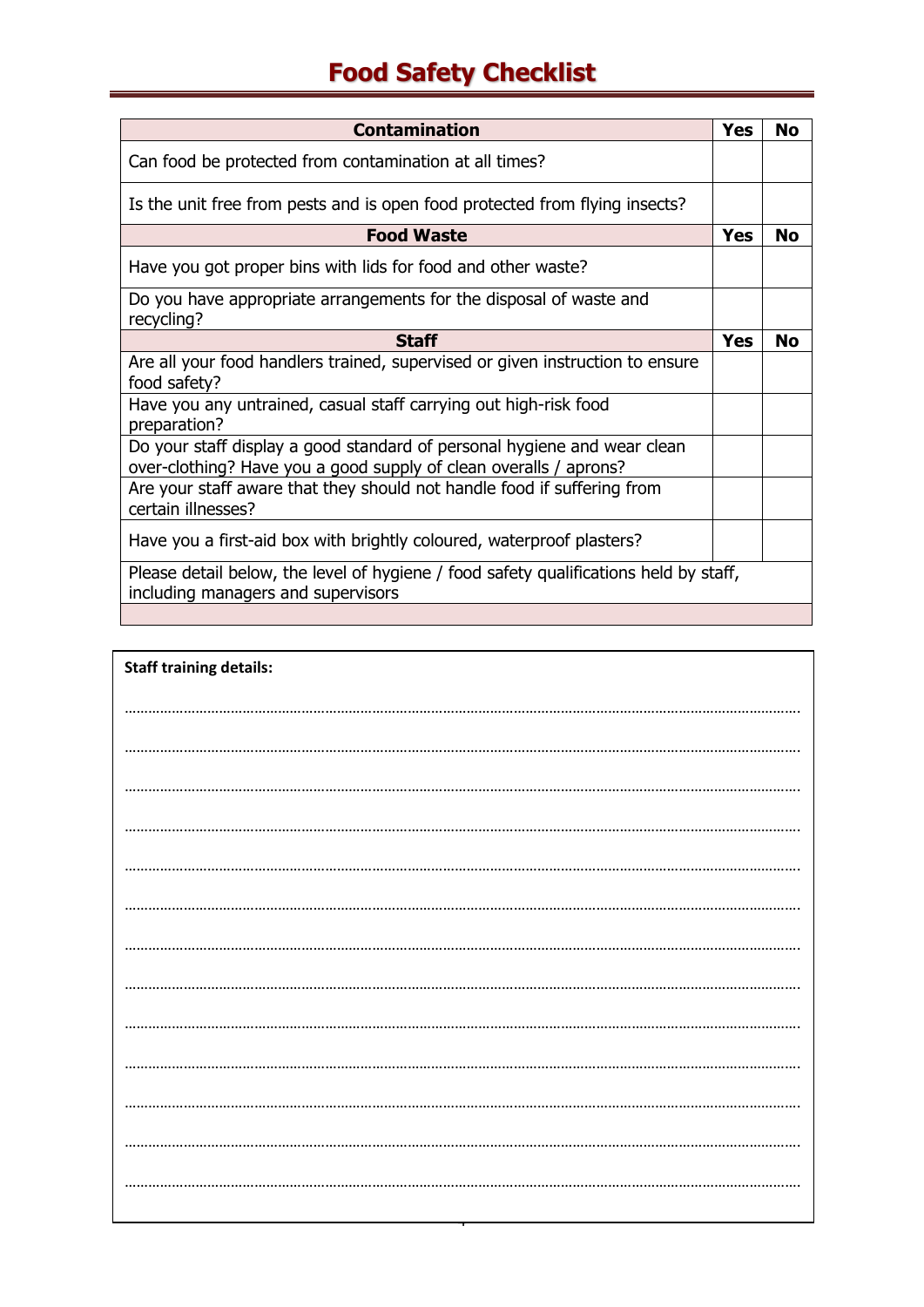# Food Safety Checklist

| Contamination | Yes | No |
|---|---|---|
| Can food be protected from contamination at all times? | | |
| Is the unit free from pests and is open food protected from flying insects? | | |
| **Food Waste** | **Yes** | **No** |
| Have you got proper bins with lids for food and other waste? | | |
| Do you have appropriate arrangements for the disposal of waste and recycling? | | |
| **Staff** | **Yes** | **No** |
| Are all your food handlers trained, supervised or given instruction to ensure food safety? | | |
| Have you any untrained, casual staff carrying out high-risk food preparation? | | |
| Do your staff display a good standard of personal hygiene and wear clean over-clothing? Have you a good supply of clean overalls / aprons? | | |
| Are your staff aware that they should not handle food if suffering from certain illnesses? | | |
| Have you a first-aid box with brightly coloured, waterproof plasters? | | |
| Please detail below, the level of hygiene / food safety qualifications held by staff, including managers and supervisors | | |

**Staff training details:**

…………………………………………………………………………………………………………………………………………

…………………………………………………………………………………………………………………………………………

…………………………………………………………………………………………………………………………………………

…………………………………………………………………………………………………………………………………………

…………………………………………………………………………………………………………………………………………

…………………………………………………………………………………………………………………………………………

…………………………………………………………………………………………………………………………………………

…………………………………………………………………………………………………………………………………………

…………………………………………………………………………………………………………………………………………

…………………………………………………………………………………………………………………………………………

…………………………………………………………………………………………………………………………………………

…………………………………………………………………………………………………………………………………………

…………………………………………………………………………………………………………………………………………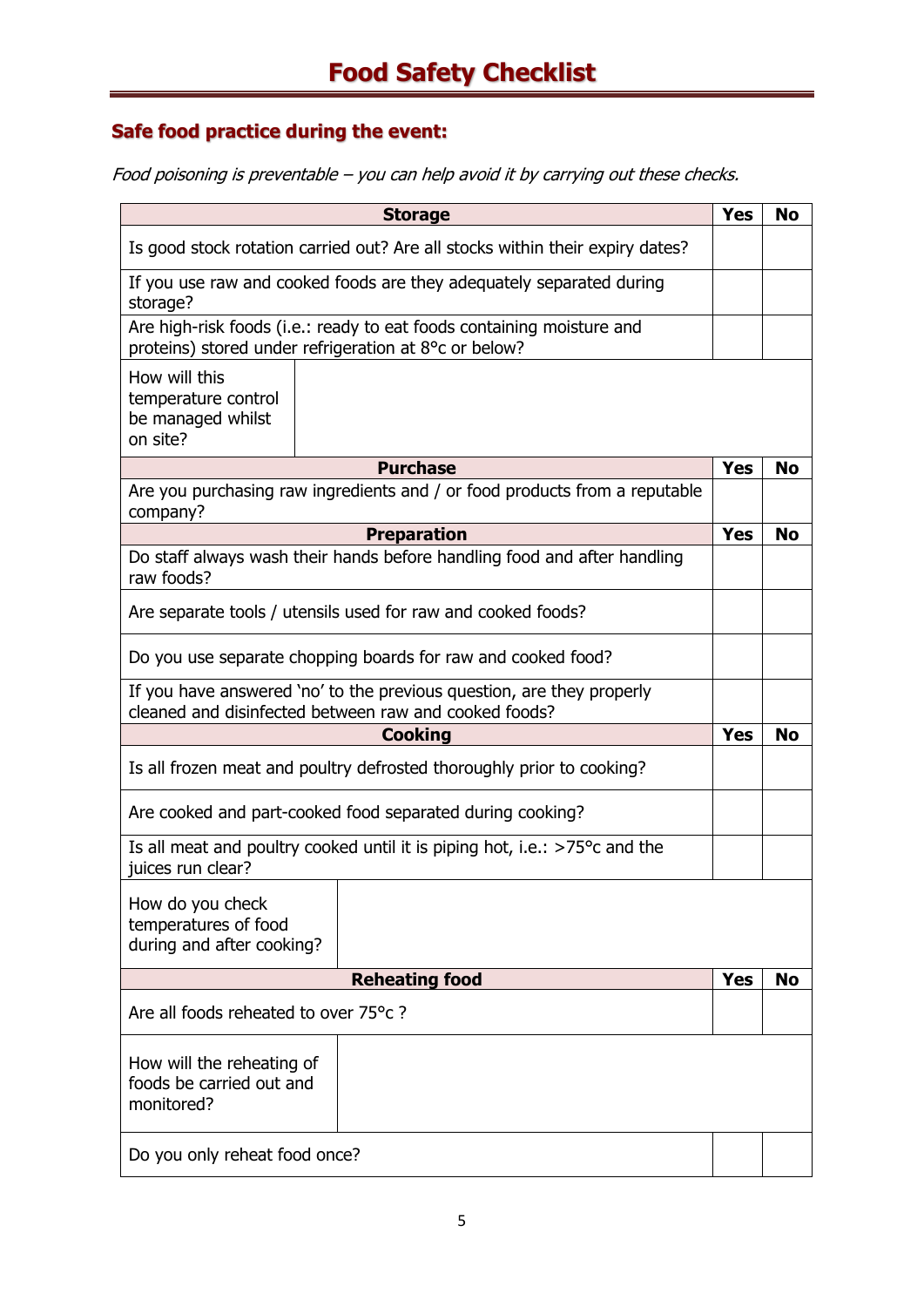# Food Safety Checklist

## Safe food practice during the event:

*Food poisoning is preventable – you can help avoid it by carrying out these checks.*

| **Storage** | | **Yes** | **No** |
|---|---|---|---|
| Is good stock rotation carried out? Are all stocks within their expiry dates? | | | |
| If you use raw and cooked foods are they adequately separated during storage? | | | |
| Are high-risk foods (i.e.: ready to eat foods containing moisture and proteins) stored under refrigeration at 8°c or below? | | | |
| How will this temperature control be managed whilst on site? | | | |
| **Purchase** | | **Yes** | **No** |
| Are you purchasing raw ingredients and / or food products from a reputable company? | | | |
| **Preparation** | | **Yes** | **No** |
| Do staff always wash their hands before handling food and after handling raw foods? | | | |
| Are separate tools / utensils used for raw and cooked foods? | | | |
| Do you use separate chopping boards for raw and cooked food? | | | |
| If you have answered 'no' to the previous question, are they properly cleaned and disinfected between raw and cooked foods? | | | |
| **Cooking** | | **Yes** | **No** |
| Is all frozen meat and poultry defrosted thoroughly prior to cooking? | | | |
| Are cooked and part-cooked food separated during cooking? | | | |
| Is all meat and poultry cooked until it is piping hot, i.e.: >75°c and the juices run clear? | | | |
| How do you check temperatures of food during and after cooking? | | | |
| **Reheating food** | | **Yes** | **No** |
| Are all foods reheated to over 75°c ? | | | |
| How will the reheating of foods be carried out and monitored? | | | |
| Do you only reheat food once? | | | |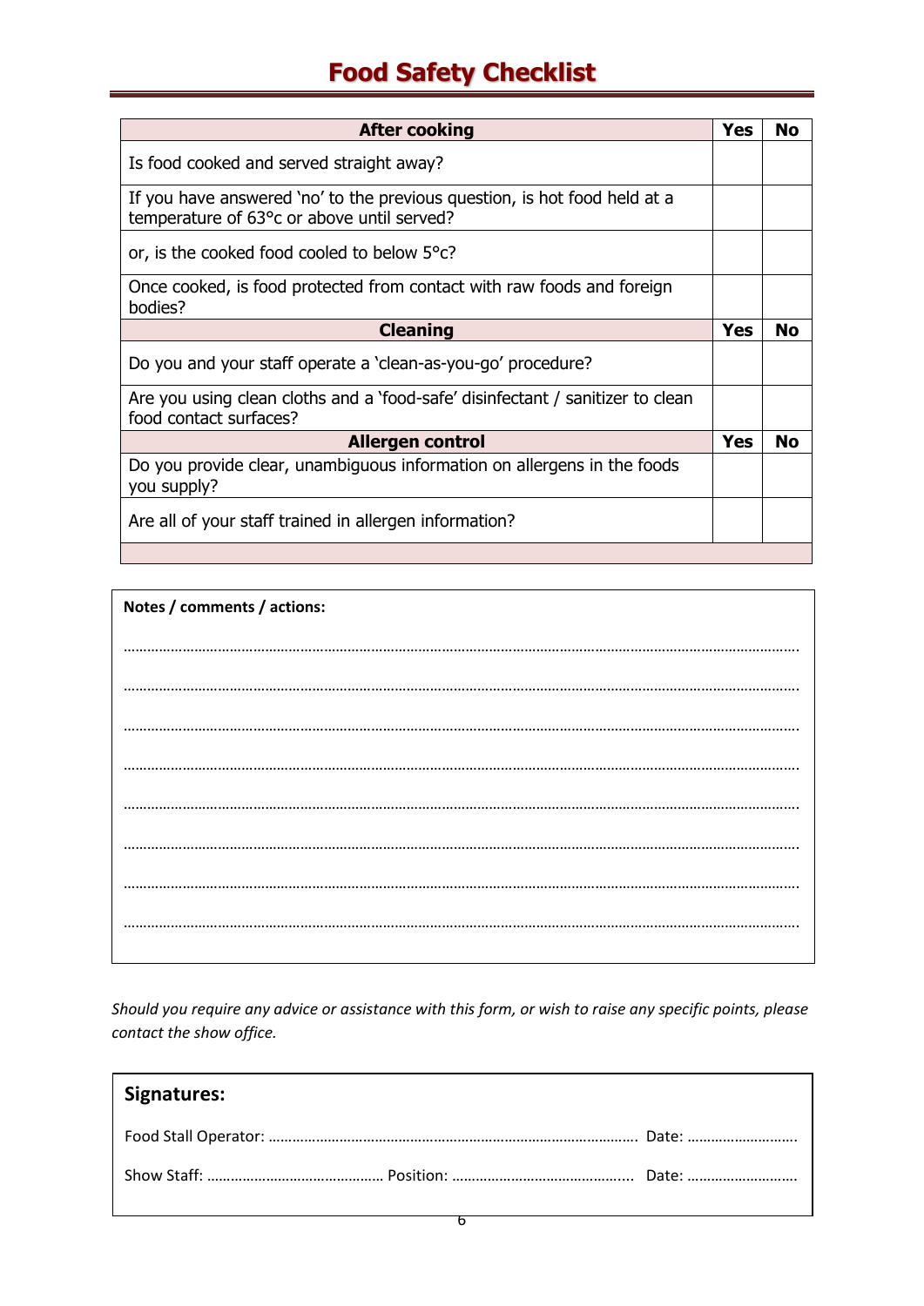# Food Safety Checklist

| After cooking | Yes | No |
|---|---|---|
| Is food cooked and served straight away? | | |
| If you have answered 'no' to the previous question, is hot food held at a temperature of 63°c or above until served? | | |
| or, is the cooked food cooled to below 5°c? | | |
| Once cooked, is food protected from contact with raw foods and foreign bodies? | | |
| **Cleaning** | **Yes** | **No** |
| Do you and your staff operate a 'clean-as-you-go' procedure? | | |
| Are you using clean cloths and a 'food-safe' disinfectant / sanitizer to clean food contact surfaces? | | |
| **Allergen control** | **Yes** | **No** |
| Do you provide clear, unambiguous information on allergens in the foods you supply? | | |
| Are all of your staff trained in allergen information? | | |

**Notes / comments / actions:**

………………………………………………………………………………………………………………………………………

………………………………………………………………………………………………………………………………………

………………………………………………………………………………………………………………………………………

………………………………………………………………………………………………………………………………………

………………………………………………………………………………………………………………………………………

………………………………………………………………………………………………………………………………………

………………………………………………………………………………………………………………………………………

………………………………………………………………………………………………………………………………………

*Should you require any advice or assistance with this form, or wish to raise any specific points, please contact the show office.*

**Signatures:**

Food Stall Operator: ……………………………………………………………………………… Date: ………………………

Show Staff: ……………………………………… Position: ……………………………………… Date: ………………………